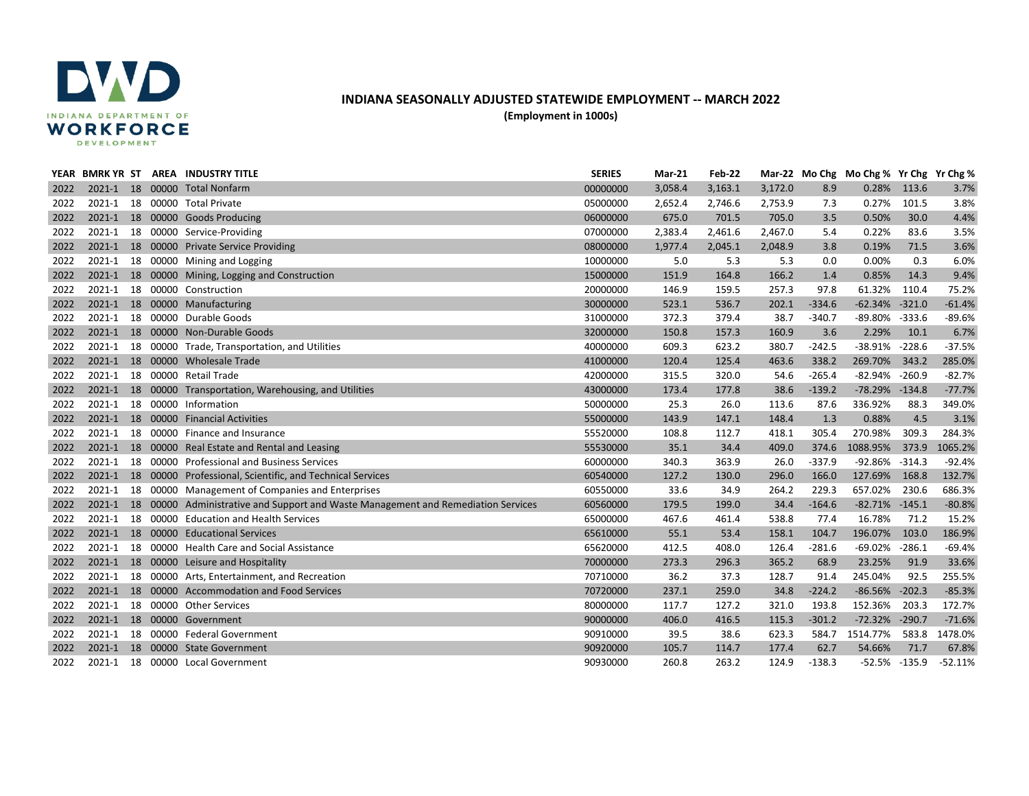# INDIANA SEASONALLY ADJUSTED STATEWIDE EMPLOYMENT -- MARCH 2022

**(Employment in 1000s)**

| YEAR | BMRK YR | ST | AREA | INDUSTRY TITLE | SERIES | Mar-21 | Feb-22 | Mar-22 | Mo Chg | Mo Chg % | Yr Chg | Yr Chg % |
|---|---|---|---|---|---|---|---|---|---|---|---|---|
| 2022 | 2021-1 | 18 | 00000 | Total Nonfarm | 00000000 | 3,058.4 | 3,163.1 | 3,172.0 | 8.9 | 0.28% | 113.6 | 3.7% |
| 2022 | 2021-1 | 18 | 00000 | Total Private | 05000000 | 2,652.4 | 2,746.6 | 2,753.9 | 7.3 | 0.27% | 101.5 | 3.8% |
| 2022 | 2021-1 | 18 | 00000 | Goods Producing | 06000000 | 675.0 | 701.5 | 705.0 | 3.5 | 0.50% | 30.0 | 4.4% |
| 2022 | 2021-1 | 18 | 00000 | Service-Providing | 07000000 | 2,383.4 | 2,461.6 | 2,467.0 | 5.4 | 0.22% | 83.6 | 3.5% |
| 2022 | 2021-1 | 18 | 00000 | Private Service Providing | 08000000 | 1,977.4 | 2,045.1 | 2,048.9 | 3.8 | 0.19% | 71.5 | 3.6% |
| 2022 | 2021-1 | 18 | 00000 | Mining and Logging | 10000000 | 5.0 | 5.3 | 5.3 | 0.0 | 0.00% | 0.3 | 6.0% |
| 2022 | 2021-1 | 18 | 00000 | Mining, Logging and Construction | 15000000 | 151.9 | 164.8 | 166.2 | 1.4 | 0.85% | 14.3 | 9.4% |
| 2022 | 2021-1 | 18 | 00000 | Construction | 20000000 | 146.9 | 159.5 | 257.3 | 97.8 | 61.32% | 110.4 | 75.2% |
| 2022 | 2021-1 | 18 | 00000 | Manufacturing | 30000000 | 523.1 | 536.7 | 202.1 | -334.6 | -62.34% | -321.0 | -61.4% |
| 2022 | 2021-1 | 18 | 00000 | Durable Goods | 31000000 | 372.3 | 379.4 | 38.7 | -340.7 | -89.80% | -333.6 | -89.6% |
| 2022 | 2021-1 | 18 | 00000 | Non-Durable Goods | 32000000 | 150.8 | 157.3 | 160.9 | 3.6 | 2.29% | 10.1 | 6.7% |
| 2022 | 2021-1 | 18 | 00000 | Trade, Transportation, and Utilities | 40000000 | 609.3 | 623.2 | 380.7 | -242.5 | -38.91% | -228.6 | -37.5% |
| 2022 | 2021-1 | 18 | 00000 | Wholesale Trade | 41000000 | 120.4 | 125.4 | 463.6 | 338.2 | 269.70% | 343.2 | 285.0% |
| 2022 | 2021-1 | 18 | 00000 | Retail Trade | 42000000 | 315.5 | 320.0 | 54.6 | -265.4 | -82.94% | -260.9 | -82.7% |
| 2022 | 2021-1 | 18 | 00000 | Transportation, Warehousing, and Utilities | 43000000 | 173.4 | 177.8 | 38.6 | -139.2 | -78.29% | -134.8 | -77.7% |
| 2022 | 2021-1 | 18 | 00000 | Information | 50000000 | 25.3 | 26.0 | 113.6 | 87.6 | 336.92% | 88.3 | 349.0% |
| 2022 | 2021-1 | 18 | 00000 | Financial Activities | 55000000 | 143.9 | 147.1 | 148.4 | 1.3 | 0.88% | 4.5 | 3.1% |
| 2022 | 2021-1 | 18 | 00000 | Finance and Insurance | 55520000 | 108.8 | 112.7 | 418.1 | 305.4 | 270.98% | 309.3 | 284.3% |
| 2022 | 2021-1 | 18 | 00000 | Real Estate and Rental and Leasing | 55530000 | 35.1 | 34.4 | 409.0 | 374.6 | 1088.95% | 373.9 | 1065.2% |
| 2022 | 2021-1 | 18 | 00000 | Professional and Business Services | 60000000 | 340.3 | 363.9 | 26.0 | -337.9 | -92.86% | -314.3 | -92.4% |
| 2022 | 2021-1 | 18 | 00000 | Professional, Scientific, and Technical Services | 60540000 | 127.2 | 130.0 | 296.0 | 166.0 | 127.69% | 168.8 | 132.7% |
| 2022 | 2021-1 | 18 | 00000 | Management of Companies and Enterprises | 60550000 | 33.6 | 34.9 | 264.2 | 229.3 | 657.02% | 230.6 | 686.3% |
| 2022 | 2021-1 | 18 | 00000 | Administrative and Support and Waste Management and Remediation Services | 60560000 | 179.5 | 199.0 | 34.4 | -164.6 | -82.71% | -145.1 | -80.8% |
| 2022 | 2021-1 | 18 | 00000 | Education and Health Services | 65000000 | 467.6 | 461.4 | 538.8 | 77.4 | 16.78% | 71.2 | 15.2% |
| 2022 | 2021-1 | 18 | 00000 | Educational Services | 65610000 | 55.1 | 53.4 | 158.1 | 104.7 | 196.07% | 103.0 | 186.9% |
| 2022 | 2021-1 | 18 | 00000 | Health Care and Social Assistance | 65620000 | 412.5 | 408.0 | 126.4 | -281.6 | -69.02% | -286.1 | -69.4% |
| 2022 | 2021-1 | 18 | 00000 | Leisure and Hospitality | 70000000 | 273.3 | 296.3 | 365.2 | 68.9 | 23.25% | 91.9 | 33.6% |
| 2022 | 2021-1 | 18 | 00000 | Arts, Entertainment, and Recreation | 70710000 | 36.2 | 37.3 | 128.7 | 91.4 | 245.04% | 92.5 | 255.5% |
| 2022 | 2021-1 | 18 | 00000 | Accommodation and Food Services | 70720000 | 237.1 | 259.0 | 34.8 | -224.2 | -86.56% | -202.3 | -85.3% |
| 2022 | 2021-1 | 18 | 00000 | Other Services | 80000000 | 117.7 | 127.2 | 321.0 | 193.8 | 152.36% | 203.3 | 172.7% |
| 2022 | 2021-1 | 18 | 00000 | Government | 90000000 | 406.0 | 416.5 | 115.3 | -301.2 | -72.32% | -290.7 | -71.6% |
| 2022 | 2021-1 | 18 | 00000 | Federal Government | 90910000 | 39.5 | 38.6 | 623.3 | 584.7 | 1514.77% | 583.8 | 1478.0% |
| 2022 | 2021-1 | 18 | 00000 | State Government | 90920000 | 105.7 | 114.7 | 177.4 | 62.7 | 54.66% | 71.7 | 67.8% |
| 2022 | 2021-1 | 18 | 00000 | Local Government | 90930000 | 260.8 | 263.2 | 124.9 | -138.3 | -52.5% | -135.9 | -52.11% |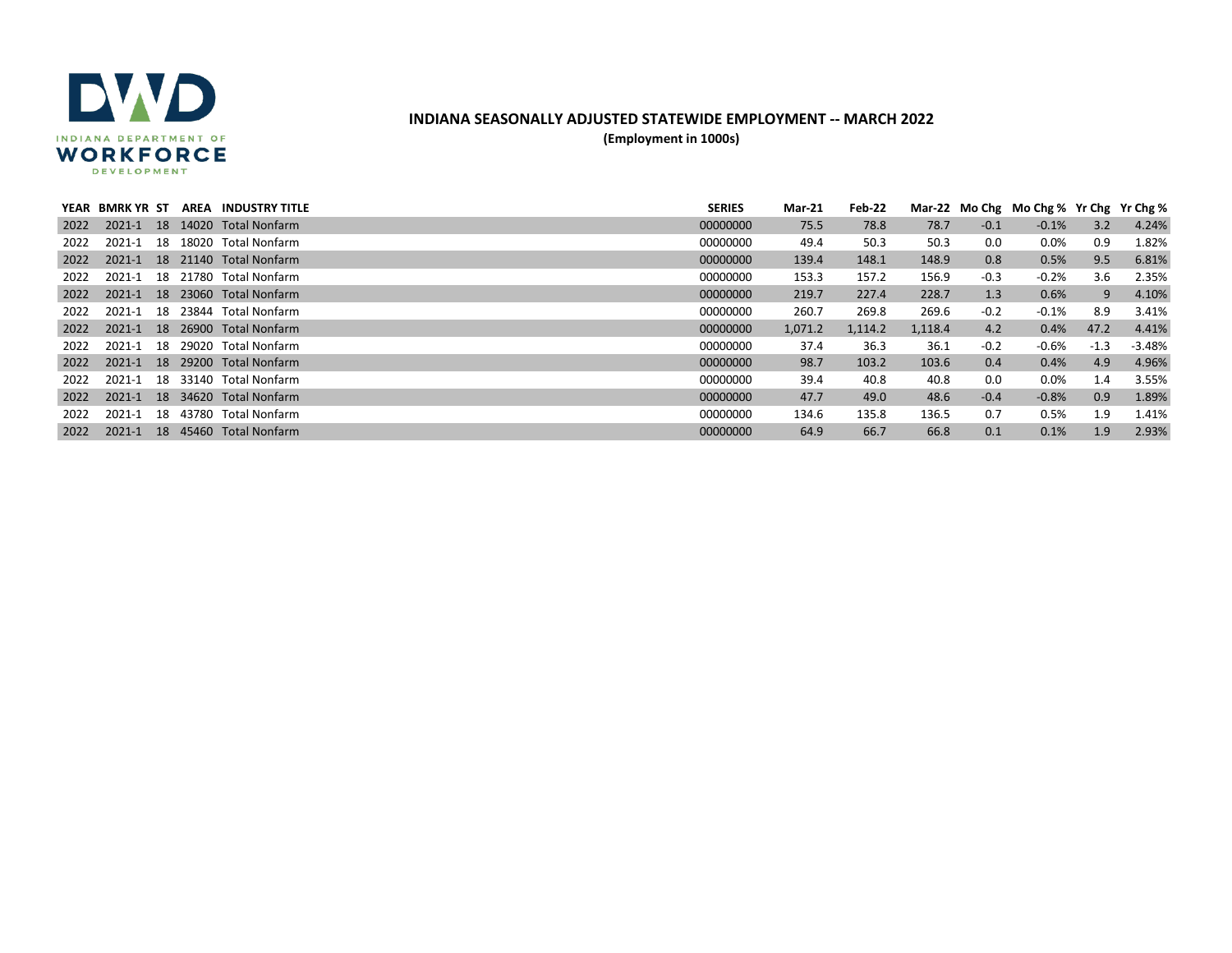**INDIANA SEASONALLY ADJUSTED STATEWIDE EMPLOYMENT -- MARCH 2022**

**(Employment in 1000s)**

| YEAR | BMRK YR | ST | AREA | INDUSTRY TITLE | SERIES | Mar-21 | Feb-22 | Mar-22 | Mo Chg | Mo Chg % | Yr Chg | Yr Chg % |
|---|---|---|---|---|---|---|---|---|---|---|---|---|
| 2022 | 2021-1 | 18 | 14020 | Total Nonfarm | 00000000 | 75.5 | 78.8 | 78.7 | -0.1 | -0.1% | 3.2 | 4.24% |
| 2022 | 2021-1 | 18 | 18020 | Total Nonfarm | 00000000 | 49.4 | 50.3 | 50.3 | 0.0 | 0.0% | 0.9 | 1.82% |
| 2022 | 2021-1 | 18 | 21140 | Total Nonfarm | 00000000 | 139.4 | 148.1 | 148.9 | 0.8 | 0.5% | 9.5 | 6.81% |
| 2022 | 2021-1 | 18 | 21780 | Total Nonfarm | 00000000 | 153.3 | 157.2 | 156.9 | -0.3 | -0.2% | 3.6 | 2.35% |
| 2022 | 2021-1 | 18 | 23060 | Total Nonfarm | 00000000 | 219.7 | 227.4 | 228.7 | 1.3 | 0.6% | 9 | 4.10% |
| 2022 | 2021-1 | 18 | 23844 | Total Nonfarm | 00000000 | 260.7 | 269.8 | 269.6 | -0.2 | -0.1% | 8.9 | 3.41% |
| 2022 | 2021-1 | 18 | 26900 | Total Nonfarm | 00000000 | 1,071.2 | 1,114.2 | 1,118.4 | 4.2 | 0.4% | 47.2 | 4.41% |
| 2022 | 2021-1 | 18 | 29020 | Total Nonfarm | 00000000 | 37.4 | 36.3 | 36.1 | -0.2 | -0.6% | -1.3 | -3.48% |
| 2022 | 2021-1 | 18 | 29200 | Total Nonfarm | 00000000 | 98.7 | 103.2 | 103.6 | 0.4 | 0.4% | 4.9 | 4.96% |
| 2022 | 2021-1 | 18 | 33140 | Total Nonfarm | 00000000 | 39.4 | 40.8 | 40.8 | 0.0 | 0.0% | 1.4 | 3.55% |
| 2022 | 2021-1 | 18 | 34620 | Total Nonfarm | 00000000 | 47.7 | 49.0 | 48.6 | -0.4 | -0.8% | 0.9 | 1.89% |
| 2022 | 2021-1 | 18 | 43780 | Total Nonfarm | 00000000 | 134.6 | 135.8 | 136.5 | 0.7 | 0.5% | 1.9 | 1.41% |
| 2022 | 2021-1 | 18 | 45460 | Total Nonfarm | 00000000 | 64.9 | 66.7 | 66.8 | 0.1 | 0.1% | 1.9 | 2.93% |